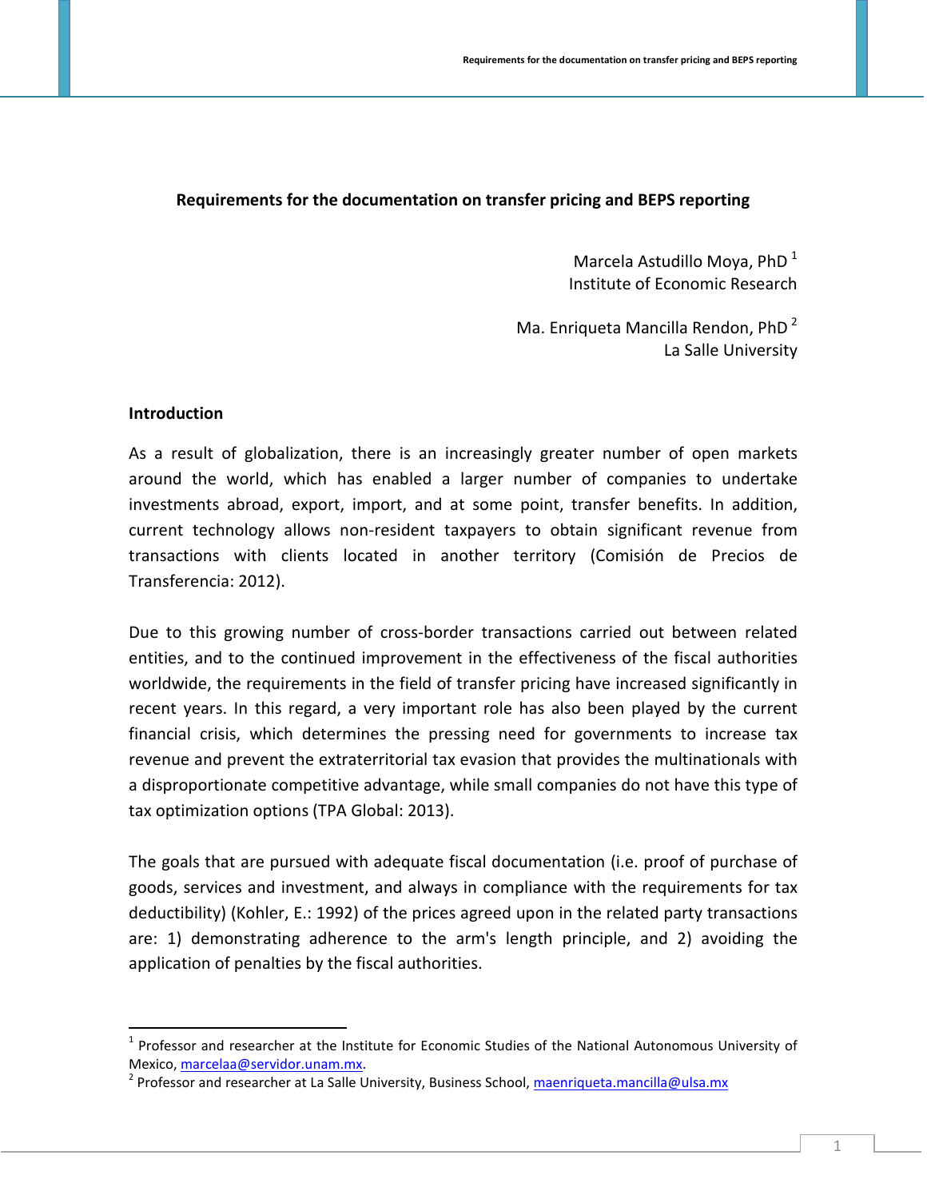# Requirements for the documentation on transfer pricing and BEPS reporting

Marcela Astudillo Moya, PhD [1]
Institute of Economic Research

Ma. Enriqueta Mancilla Rendon, PhD [2]
La Salle University

## Introduction

As a result of globalization, there is an increasingly greater number of open markets around the world, which has enabled a larger number of companies to undertake investments abroad, export, import, and at some point, transfer benefits. In addition, current technology allows non-resident taxpayers to obtain significant revenue from transactions with clients located in another territory (Comisión de Precios de Transferencia: 2012).

Due to this growing number of cross-border transactions carried out between related entities, and to the continued improvement in the effectiveness of the fiscal authorities worldwide, the requirements in the field of transfer pricing have increased significantly in recent years. In this regard, a very important role has also been played by the current financial crisis, which determines the pressing need for governments to increase tax revenue and prevent the extraterritorial tax evasion that provides the multinationals with a disproportionate competitive advantage, while small companies do not have this type of tax optimization options (TPA Global: 2013).

The goals that are pursued with adequate fiscal documentation (i.e. proof of purchase of goods, services and investment, and always in compliance with the requirements for tax deductibility) (Kohler, E.: 1992) of the prices agreed upon in the related party transactions are: 1) demonstrating adherence to the arm's length principle, and 2) avoiding the application of penalties by the fiscal authorities.

---

[1] Professor and researcher at the Institute for Economic Studies of the National Autonomous University of Mexico, marcelaa@servidor.unam.mx.

[2] Professor and researcher at La Salle University, Business School, maenriqueta.mancilla@ulsa.mx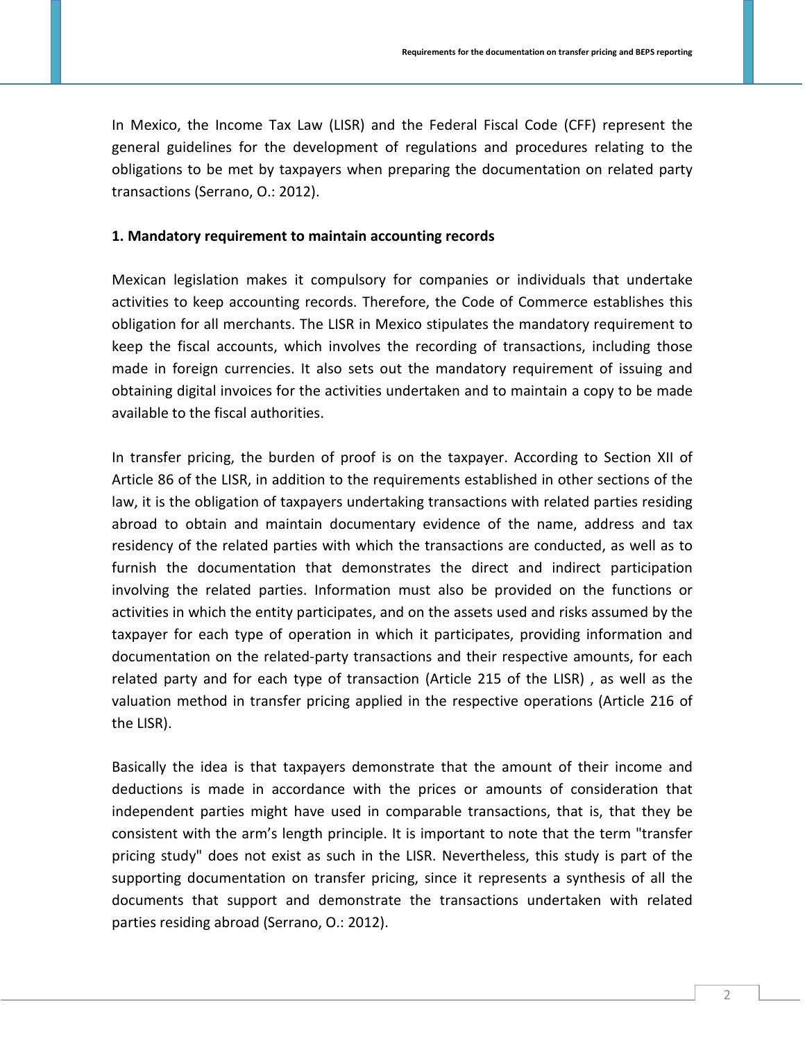In Mexico, the Income Tax Law (LISR) and the Federal Fiscal Code (CFF) represent the general guidelines for the development of regulations and procedures relating to the obligations to be met by taxpayers when preparing the documentation on related party transactions (Serrano, O.: 2012).

## 1. Mandatory requirement to maintain accounting records

Mexican legislation makes it compulsory for companies or individuals that undertake activities to keep accounting records. Therefore, the Code of Commerce establishes this obligation for all merchants. The LISR in Mexico stipulates the mandatory requirement to keep the fiscal accounts, which involves the recording of transactions, including those made in foreign currencies. It also sets out the mandatory requirement of issuing and obtaining digital invoices for the activities undertaken and to maintain a copy to be made available to the fiscal authorities.

In transfer pricing, the burden of proof is on the taxpayer. According to Section XII of Article 86 of the LISR, in addition to the requirements established in other sections of the law, it is the obligation of taxpayers undertaking transactions with related parties residing abroad to obtain and maintain documentary evidence of the name, address and tax residency of the related parties with which the transactions are conducted, as well as to furnish the documentation that demonstrates the direct and indirect participation involving the related parties. Information must also be provided on the functions or activities in which the entity participates, and on the assets used and risks assumed by the taxpayer for each type of operation in which it participates, providing information and documentation on the related-party transactions and their respective amounts, for each related party and for each type of transaction (Article 215 of the LISR) , as well as the valuation method in transfer pricing applied in the respective operations (Article 216 of the LISR).

Basically the idea is that taxpayers demonstrate that the amount of their income and deductions is made in accordance with the prices or amounts of consideration that independent parties might have used in comparable transactions, that is, that they be consistent with the arm's length principle. It is important to note that the term "transfer pricing study" does not exist as such in the LISR. Nevertheless, this study is part of the supporting documentation on transfer pricing, since it represents a synthesis of all the documents that support and demonstrate the transactions undertaken with related parties residing abroad (Serrano, O.: 2012).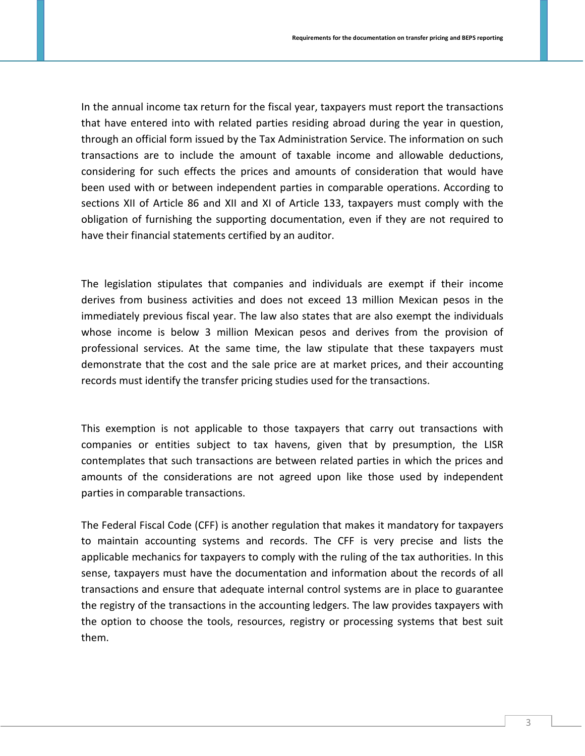In the annual income tax return for the fiscal year, taxpayers must report the transactions that have entered into with related parties residing abroad during the year in question, through an official form issued by the Tax Administration Service. The information on such transactions are to include the amount of taxable income and allowable deductions, considering for such effects the prices and amounts of consideration that would have been used with or between independent parties in comparable operations. According to sections XII of Article 86 and XII and XI of Article 133, taxpayers must comply with the obligation of furnishing the supporting documentation, even if they are not required to have their financial statements certified by an auditor.

The legislation stipulates that companies and individuals are exempt if their income derives from business activities and does not exceed 13 million Mexican pesos in the immediately previous fiscal year. The law also states that are also exempt the individuals whose income is below 3 million Mexican pesos and derives from the provision of professional services. At the same time, the law stipulate that these taxpayers must demonstrate that the cost and the sale price are at market prices, and their accounting records must identify the transfer pricing studies used for the transactions.

This exemption is not applicable to those taxpayers that carry out transactions with companies or entities subject to tax havens, given that by presumption, the LISR contemplates that such transactions are between related parties in which the prices and amounts of the considerations are not agreed upon like those used by independent parties in comparable transactions.

The Federal Fiscal Code (CFF) is another regulation that makes it mandatory for taxpayers to maintain accounting systems and records. The CFF is very precise and lists the applicable mechanics for taxpayers to comply with the ruling of the tax authorities. In this sense, taxpayers must have the documentation and information about the records of all transactions and ensure that adequate internal control systems are in place to guarantee the registry of the transactions in the accounting ledgers. The law provides taxpayers with the option to choose the tools, resources, registry or processing systems that best suit them.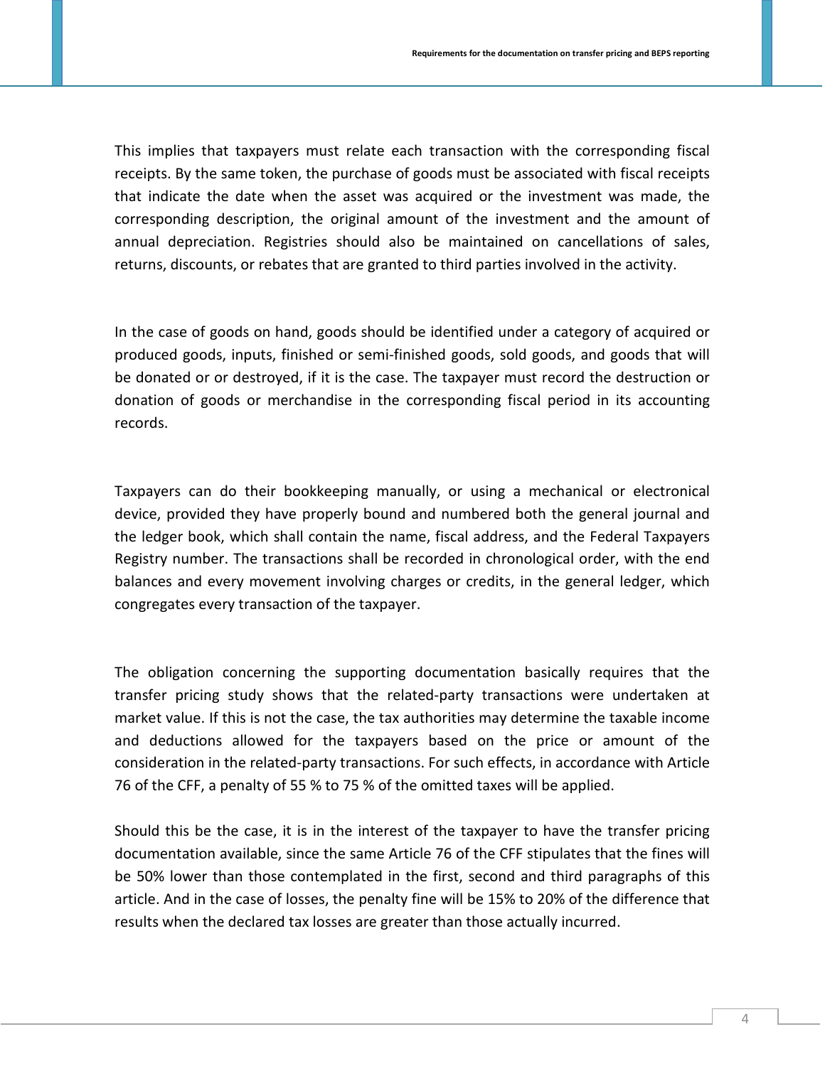This implies that taxpayers must relate each transaction with the corresponding fiscal receipts. By the same token, the purchase of goods must be associated with fiscal receipts that indicate the date when the asset was acquired or the investment was made, the corresponding description, the original amount of the investment and the amount of annual depreciation. Registries should also be maintained on cancellations of sales, returns, discounts, or rebates that are granted to third parties involved in the activity.

In the case of goods on hand, goods should be identified under a category of acquired or produced goods, inputs, finished or semi-finished goods, sold goods, and goods that will be donated or or destroyed, if it is the case. The taxpayer must record the destruction or donation of goods or merchandise in the corresponding fiscal period in its accounting records.

Taxpayers can do their bookkeeping manually, or using a mechanical or electronical device, provided they have properly bound and numbered both the general journal and the ledger book, which shall contain the name, fiscal address, and the Federal Taxpayers Registry number. The transactions shall be recorded in chronological order, with the end balances and every movement involving charges or credits, in the general ledger, which congregates every transaction of the taxpayer.

The obligation concerning the supporting documentation basically requires that the transfer pricing study shows that the related-party transactions were undertaken at market value. If this is not the case, the tax authorities may determine the taxable income and deductions allowed for the taxpayers based on the price or amount of the consideration in the related-party transactions. For such effects, in accordance with Article 76 of the CFF, a penalty of 55 % to 75 % of the omitted taxes will be applied.

Should this be the case, it is in the interest of the taxpayer to have the transfer pricing documentation available, since the same Article 76 of the CFF stipulates that the fines will be 50% lower than those contemplated in the first, second and third paragraphs of this article. And in the case of losses, the penalty fine will be 15% to 20% of the difference that results when the declared tax losses are greater than those actually incurred.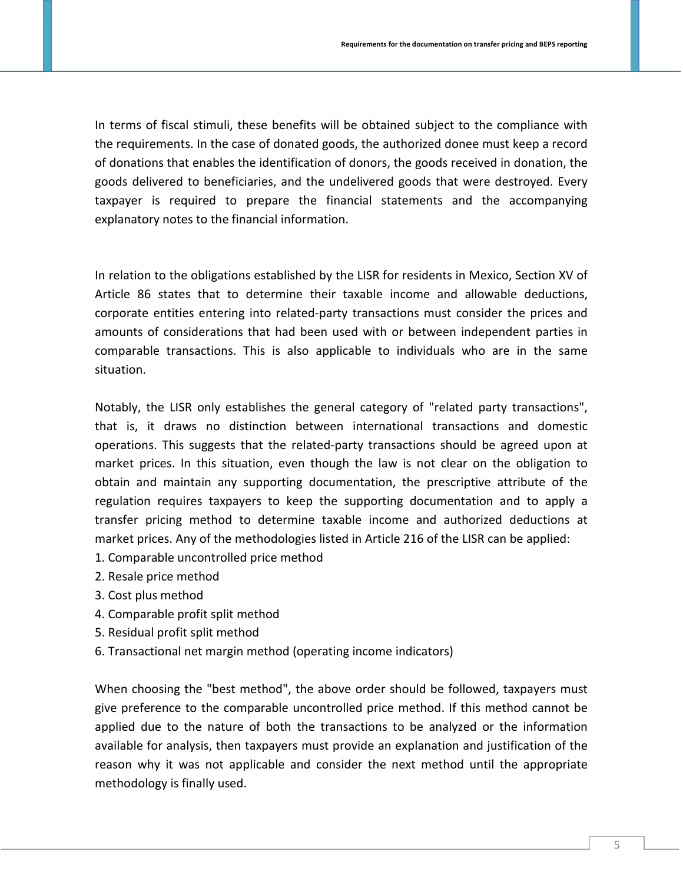In terms of fiscal stimuli, these benefits will be obtained subject to the compliance with the requirements. In the case of donated goods, the authorized donee must keep a record of donations that enables the identification of donors, the goods received in donation, the goods delivered to beneficiaries, and the undelivered goods that were destroyed. Every taxpayer is required to prepare the financial statements and the accompanying explanatory notes to the financial information.

In relation to the obligations established by the LISR for residents in Mexico, Section XV of Article 86 states that to determine their taxable income and allowable deductions, corporate entities entering into related-party transactions must consider the prices and amounts of considerations that had been used with or between independent parties in comparable transactions. This is also applicable to individuals who are in the same situation.

Notably, the LISR only establishes the general category of "related party transactions", that is, it draws no distinction between international transactions and domestic operations. This suggests that the related-party transactions should be agreed upon at market prices. In this situation, even though the law is not clear on the obligation to obtain and maintain any supporting documentation, the prescriptive attribute of the regulation requires taxpayers to keep the supporting documentation and to apply a transfer pricing method to determine taxable income and authorized deductions at market prices. Any of the methodologies listed in Article 216 of the LISR can be applied:

1. Comparable uncontrolled price method
2. Resale price method
3. Cost plus method
4. Comparable profit split method
5. Residual profit split method
6. Transactional net margin method (operating income indicators)

When choosing the "best method", the above order should be followed, taxpayers must give preference to the comparable uncontrolled price method. If this method cannot be applied due to the nature of both the transactions to be analyzed or the information available for analysis, then taxpayers must provide an explanation and justification of the reason why it was not applicable and consider the next method until the appropriate methodology is finally used.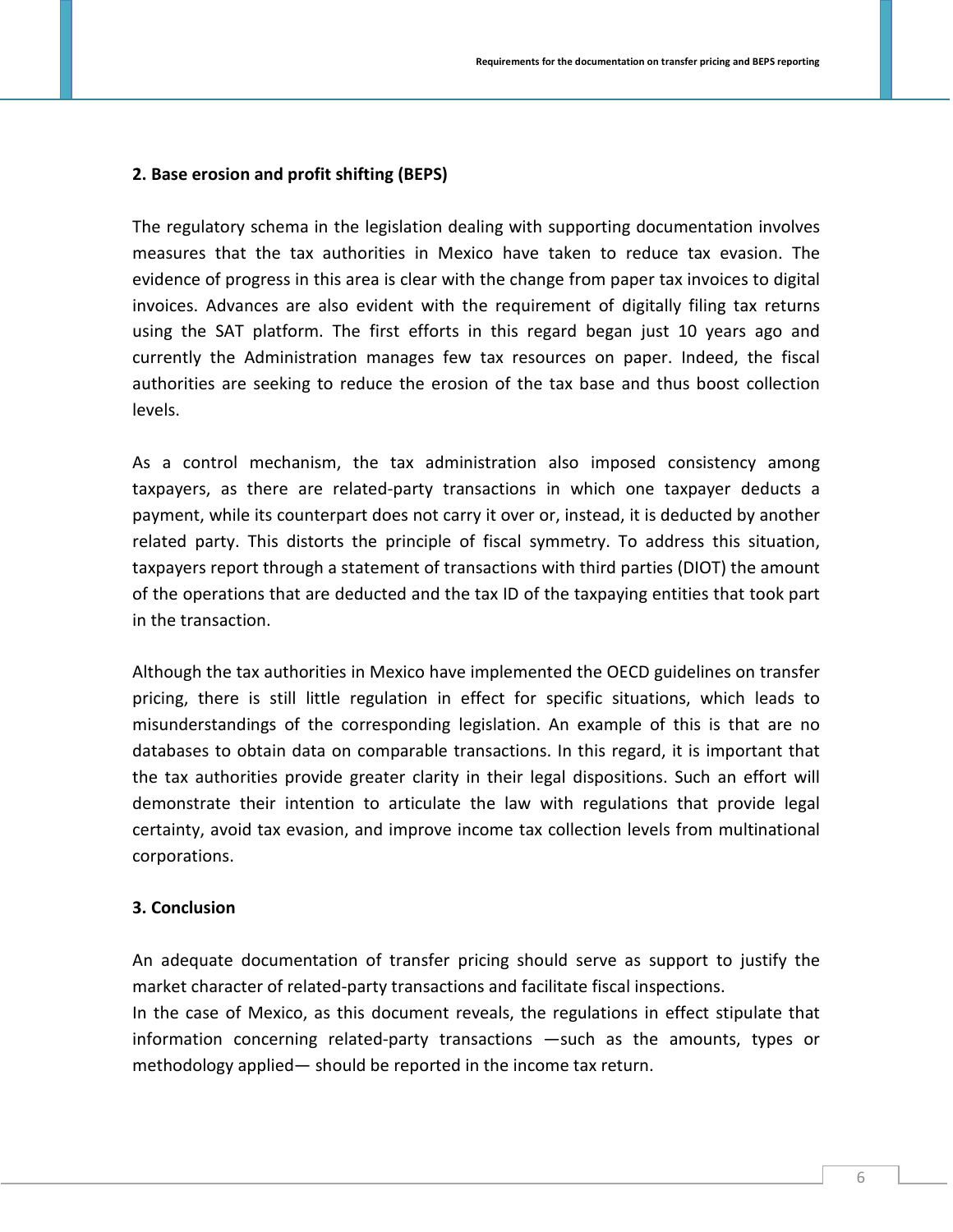## 2. Base erosion and profit shifting (BEPS)

The regulatory schema in the legislation dealing with supporting documentation involves measures that the tax authorities in Mexico have taken to reduce tax evasion. The evidence of progress in this area is clear with the change from paper tax invoices to digital invoices. Advances are also evident with the requirement of digitally filing tax returns using the SAT platform. The first efforts in this regard began just 10 years ago and currently the Administration manages few tax resources on paper. Indeed, the fiscal authorities are seeking to reduce the erosion of the tax base and thus boost collection levels.

As a control mechanism, the tax administration also imposed consistency among taxpayers, as there are related-party transactions in which one taxpayer deducts a payment, while its counterpart does not carry it over or, instead, it is deducted by another related party. This distorts the principle of fiscal symmetry. To address this situation, taxpayers report through a statement of transactions with third parties (DIOT) the amount of the operations that are deducted and the tax ID of the taxpaying entities that took part in the transaction.

Although the tax authorities in Mexico have implemented the OECD guidelines on transfer pricing, there is still little regulation in effect for specific situations, which leads to misunderstandings of the corresponding legislation. An example of this is that are no databases to obtain data on comparable transactions. In this regard, it is important that the tax authorities provide greater clarity in their legal dispositions. Such an effort will demonstrate their intention to articulate the law with regulations that provide legal certainty, avoid tax evasion, and improve income tax collection levels from multinational corporations.

## 3. Conclusion

An adequate documentation of transfer pricing should serve as support to justify the market character of related-party transactions and facilitate fiscal inspections.

In the case of Mexico, as this document reveals, the regulations in effect stipulate that information concerning related-party transactions —such as the amounts, types or methodology applied— should be reported in the income tax return.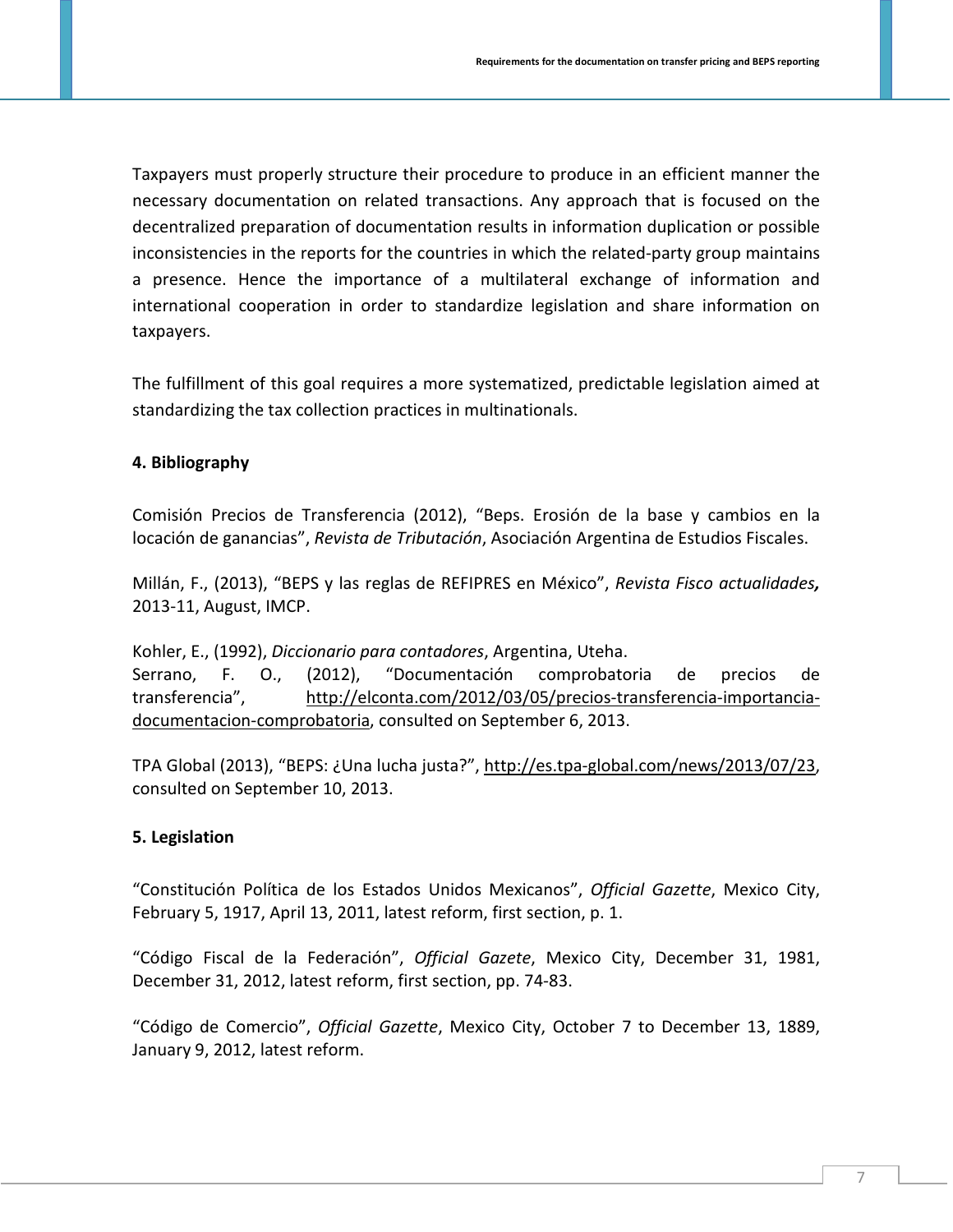Taxpayers must properly structure their procedure to produce in an efficient manner the necessary documentation on related transactions. Any approach that is focused on the decentralized preparation of documentation results in information duplication or possible inconsistencies in the reports for the countries in which the related-party group maintains a presence. Hence the importance of a multilateral exchange of information and international cooperation in order to standardize legislation and share information on taxpayers.

The fulfillment of this goal requires a more systematized, predictable legislation aimed at standardizing the tax collection practices in multinationals.

## 4. Bibliography

Comisión Precios de Transferencia (2012), "Beps. Erosión de la base y cambios en la locación de ganancias", *Revista de Tributación*, Asociación Argentina de Estudios Fiscales.

Millán, F., (2013), "BEPS y las reglas de REFIPRES en México", *Revista Fisco actualidades,* 2013-11, August, IMCP.

Kohler, E., (1992), *Diccionario para contadores*, Argentina, Uteha.
Serrano, F. O., (2012), "Documentación comprobatoria de precios de transferencia", http://elconta.com/2012/03/05/precios-transferencia-importancia-documentacion-comprobatoria, consulted on September 6, 2013.

TPA Global (2013), "BEPS: ¿Una lucha justa?", http://es.tpa-global.com/news/2013/07/23, consulted on September 10, 2013.

## 5. Legislation

"Constitución Política de los Estados Unidos Mexicanos", *Official Gazette*, Mexico City, February 5, 1917, April 13, 2011, latest reform, first section, p. 1.

"Código Fiscal de la Federación", *Official Gazete*, Mexico City, December 31, 1981, December 31, 2012, latest reform, first section, pp. 74-83.

"Código de Comercio", *Official Gazette*, Mexico City, October 7 to December 13, 1889, January 9, 2012, latest reform.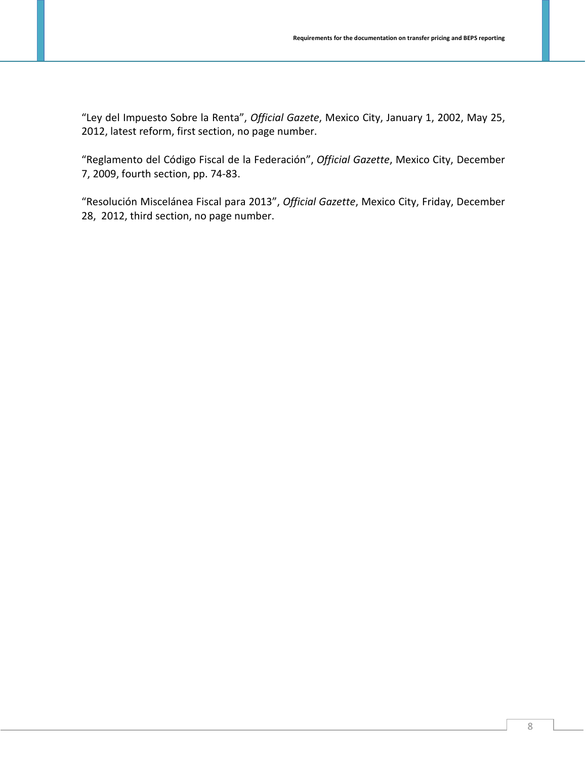"Ley del Impuesto Sobre la Renta", *Official Gazete*, Mexico City, January 1, 2002, May 25, 2012, latest reform, first section, no page number.

"Reglamento del Código Fiscal de la Federación", *Official Gazette*, Mexico City, December 7, 2009, fourth section, pp. 74-83.

"Resolución Miscelánea Fiscal para 2013", *Official Gazette*, Mexico City, Friday, December 28, 2012, third section, no page number.